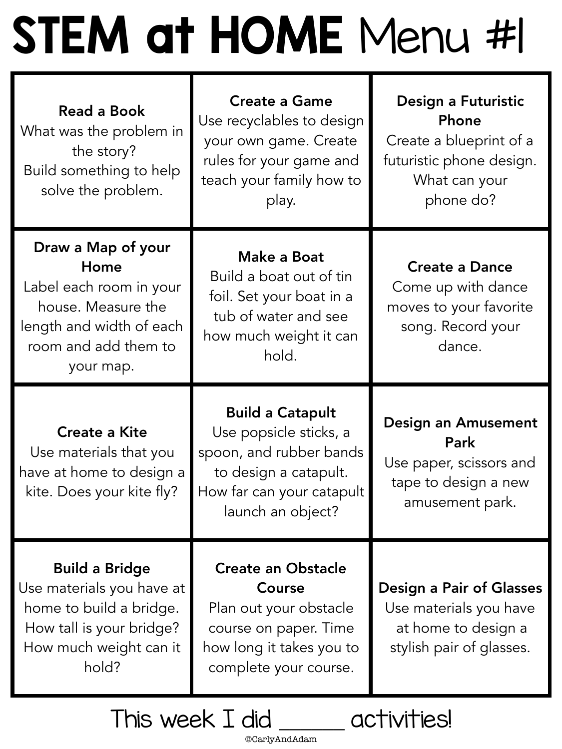# STEM at HOME Menu #1

| | | |
|---|---|---|
| **Read a Book** What was the problem in the story? Build something to help solve the problem. | **Create a Game** Use recyclables to design your own game. Create rules for your game and teach your family how to play. | **Design a Futuristic Phone** Create a blueprint of a futuristic phone design. What can your phone do? |
| **Draw a Map of your Home** Label each room in your house. Measure the length and width of each room and add them to your map. | **Make a Boat** Build a boat out of tin foil. Set your boat in a tub of water and see how much weight it can hold. | **Create a Dance** Come up with dance moves to your favorite song. Record your dance. |
| **Create a Kite** Use materials that you have at home to design a kite. Does your kite fly? | **Build a Catapult** Use popsicle sticks, a spoon, and rubber bands to design a catapult. How far can your catapult launch an object? | **Design an Amusement Park** Use paper, scissors and tape to design a new amusement park. |
| **Build a Bridge** Use materials you have at home to build a bridge. How tall is your bridge? How much weight can it hold? | **Create an Obstacle Course** Plan out your obstacle course on paper. Time how long it takes you to complete your course. | **Design a Pair of Glasses** Use materials you have at home to design a stylish pair of glasses. |

This week I did ______ activities!

©CarlyAndAdam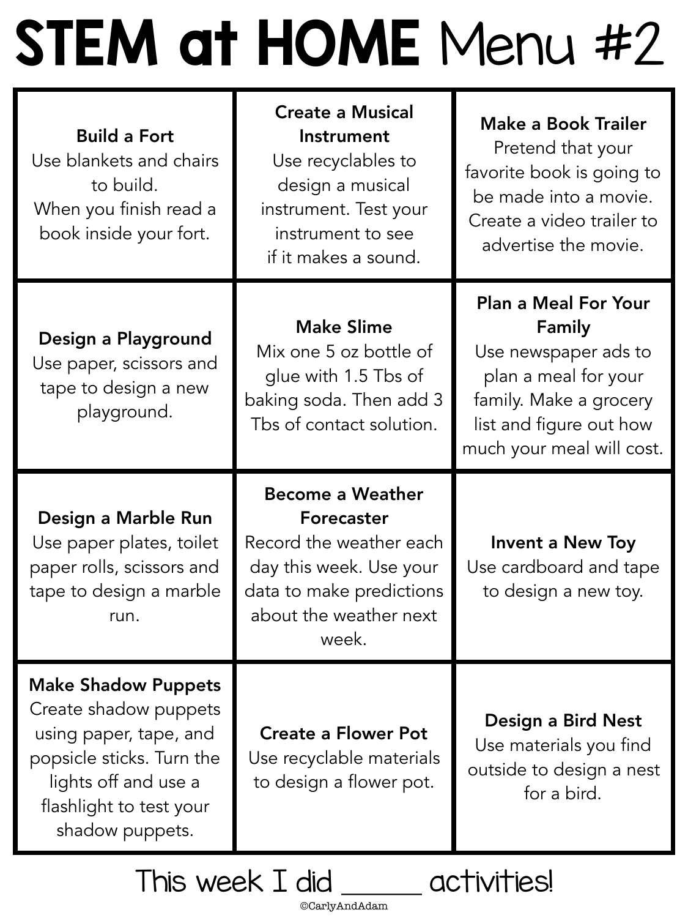# STEM at HOME Menu #2

| | | |
|---|---|---|
| **Build a Fort** Use blankets and chairs to build. When you finish read a book inside your fort. | **Create a Musical Instrument** Use recyclables to design a musical instrument. Test your instrument to see if it makes a sound. | **Make a Book Trailer** Pretend that your favorite book is going to be made into a movie. Create a video trailer to advertise the movie. |
| **Design a Playground** Use paper, scissors and tape to design a new playground. | **Make Slime** Mix one 5 oz bottle of glue with 1.5 Tbs of baking soda. Then add 3 Tbs of contact solution. | **Plan a Meal For Your Family** Use newspaper ads to plan a meal for your family. Make a grocery list and figure out how much your meal will cost. |
| **Design a Marble Run** Use paper plates, toilet paper rolls, scissors and tape to design a marble run. | **Become a Weather Forecaster** Record the weather each day this week. Use your data to make predictions about the weather next week. | **Invent a New Toy** Use cardboard and tape to design a new toy. |
| **Make Shadow Puppets** Create shadow puppets using paper, tape, and popsicle sticks. Turn the lights off and use a flashlight to test your shadow puppets. | **Create a Flower Pot** Use recyclable materials to design a flower pot. | **Design a Bird Nest** Use materials you find outside to design a nest for a bird. |

This week I did ______ activities!

©CarlyAndAdam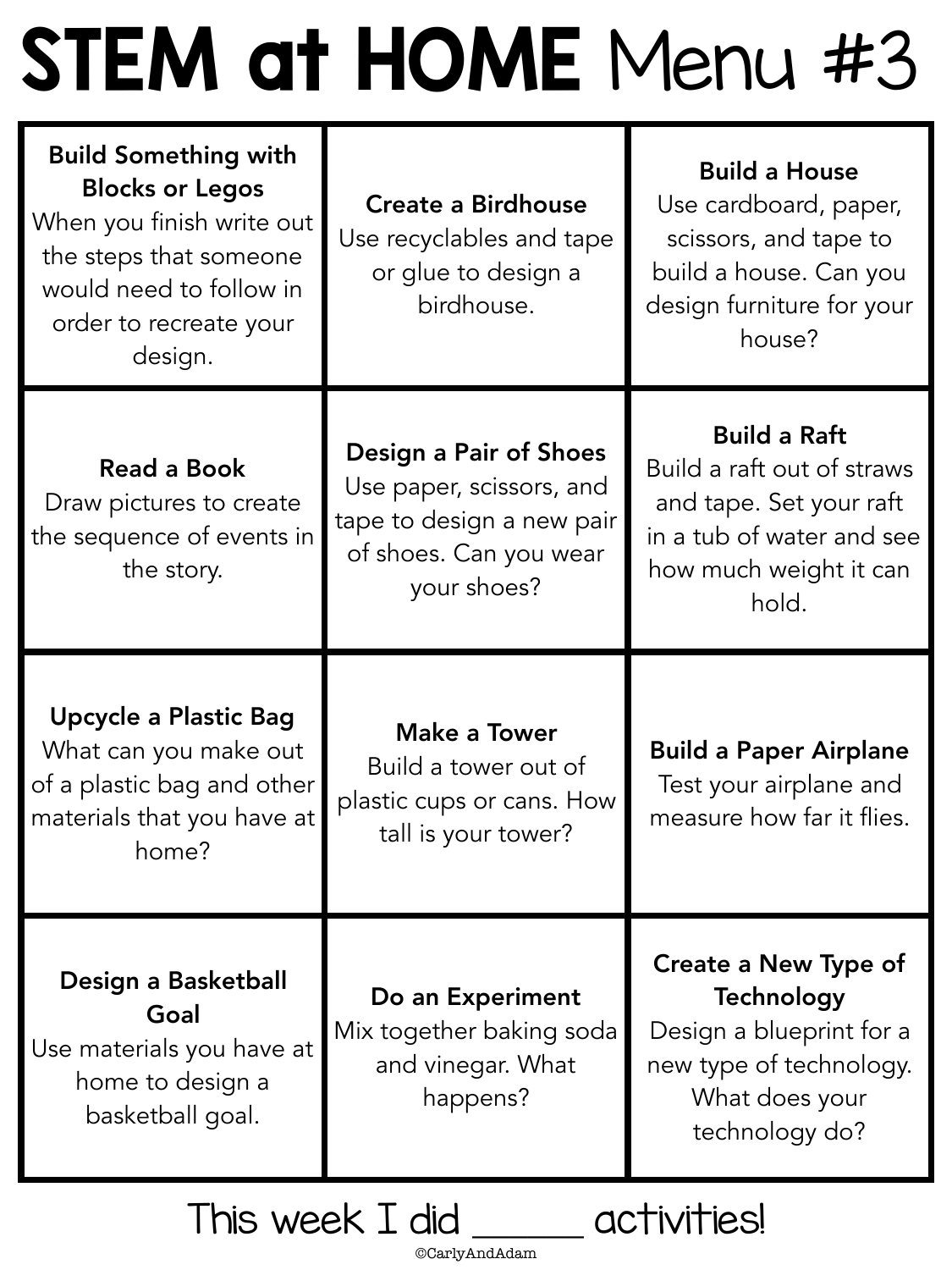# STEM at HOME Menu #3

| | | |
|---|---|---|
| **Build Something with Blocks or Legos** When you finish write out the steps that someone would need to follow in order to recreate your design. | **Create a Birdhouse** Use recyclables and tape or glue to design a birdhouse. | **Build a House** Use cardboard, paper, scissors, and tape to build a house. Can you design furniture for your house? |
| **Read a Book** Draw pictures to create the sequence of events in the story. | **Design a Pair of Shoes** Use paper, scissors, and tape to design a new pair of shoes. Can you wear your shoes? | **Build a Raft** Build a raft out of straws and tape. Set your raft in a tub of water and see how much weight it can hold. |
| **Upcycle a Plastic Bag** What can you make out of a plastic bag and other materials that you have at home? | **Make a Tower** Build a tower out of plastic cups or cans. How tall is your tower? | **Build a Paper Airplane** Test your airplane and measure how far it flies. |
| **Design a Basketball Goal** Use materials you have at home to design a basketball goal. | **Do an Experiment** Mix together baking soda and vinegar. What happens? | **Create a New Type of Technology** Design a blueprint for a new type of technology. What does your technology do? |

This week I did _____ activities!

©CarlyAndAdam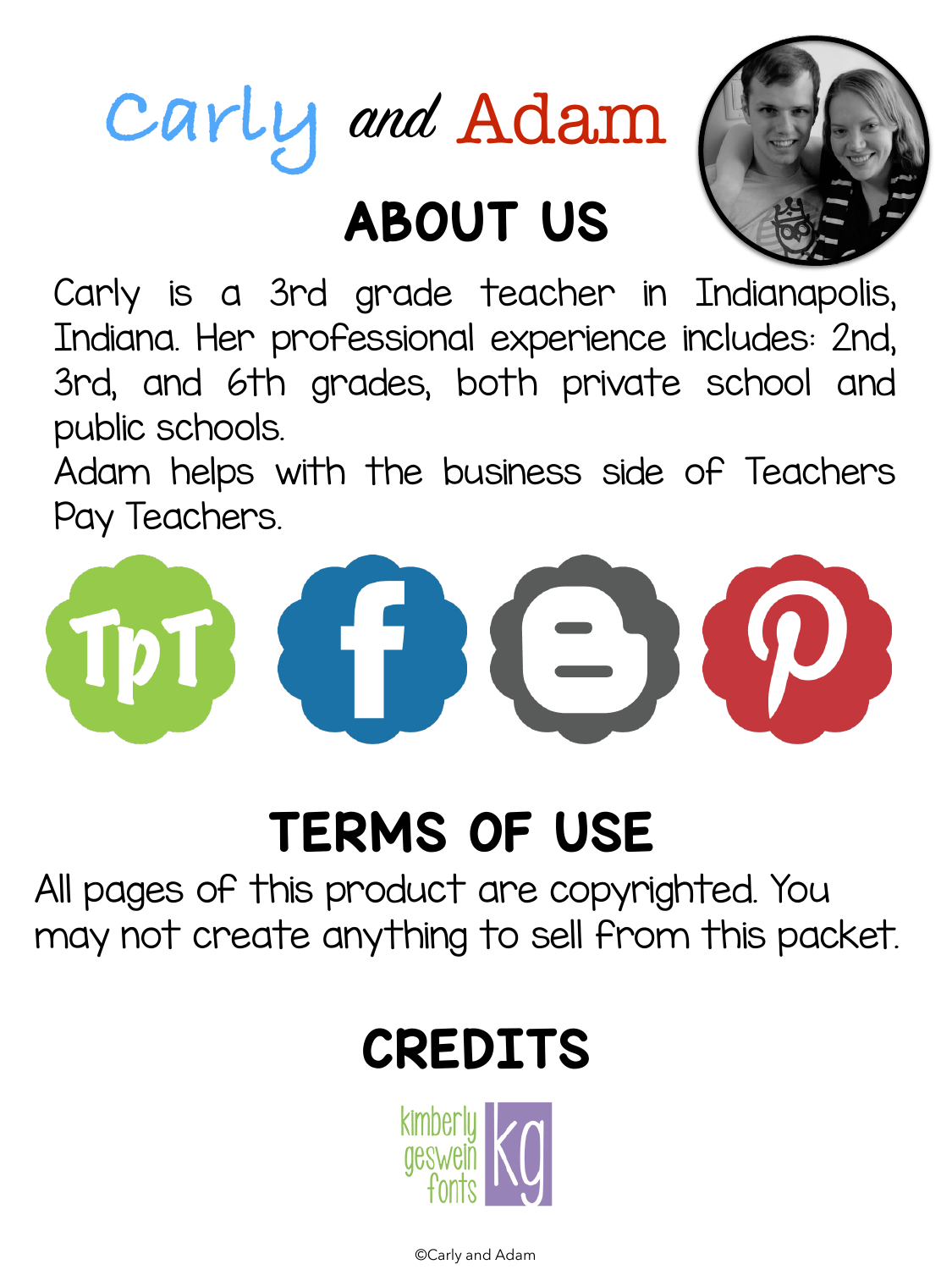# Carly *and* Adam

## ABOUT US

Carly is a 3rd grade teacher in Indianapolis, Indiana. Her professional experience includes: 2nd, 3rd, and 6th grades, both private school and public schools.
Adam helps with the business side of Teachers Pay Teachers.

## TERMS OF USE

All pages of this product are copyrighted. You may not create anything to sell from this packet.

## CREDITS

kimberly geswein fonts kg

©Carly and Adam